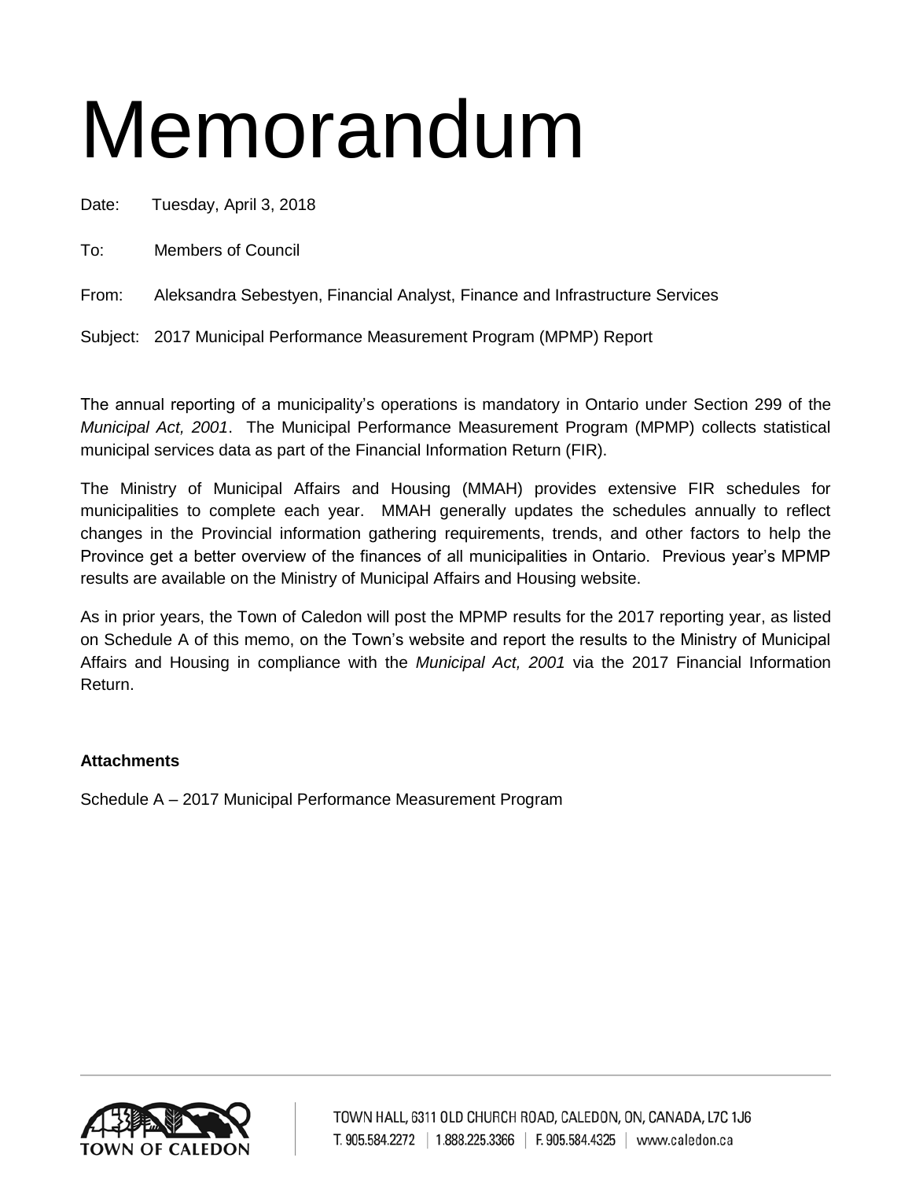# Memorandum

Date: Tuesday, April 3, 2018

To: Members of Council

From: Aleksandra Sebestyen, Financial Analyst, Finance and Infrastructure Services

Subject: 2017 Municipal Performance Measurement Program (MPMP) Report

The annual reporting of a municipality's operations is mandatory in Ontario under Section 299 of the *Municipal Act, 2001*. The Municipal Performance Measurement Program (MPMP) collects statistical municipal services data as part of the Financial Information Return (FIR).

The Ministry of Municipal Affairs and Housing (MMAH) provides extensive FIR schedules for municipalities to complete each year. MMAH generally updates the schedules annually to reflect changes in the Provincial information gathering requirements, trends, and other factors to help the Province get a better overview of the finances of all municipalities in Ontario. Previous year's MPMP results are available on the Ministry of Municipal Affairs and Housing website.

As in prior years, the Town of Caledon will post the MPMP results for the 2017 reporting year, as listed on Schedule A of this memo, on the Town's website and report the results to the Ministry of Municipal Affairs and Housing in compliance with the *Municipal Act, 2001* via the 2017 Financial Information Return.

**Attachments**

Schedule A – 2017 Municipal Performance Measurement Program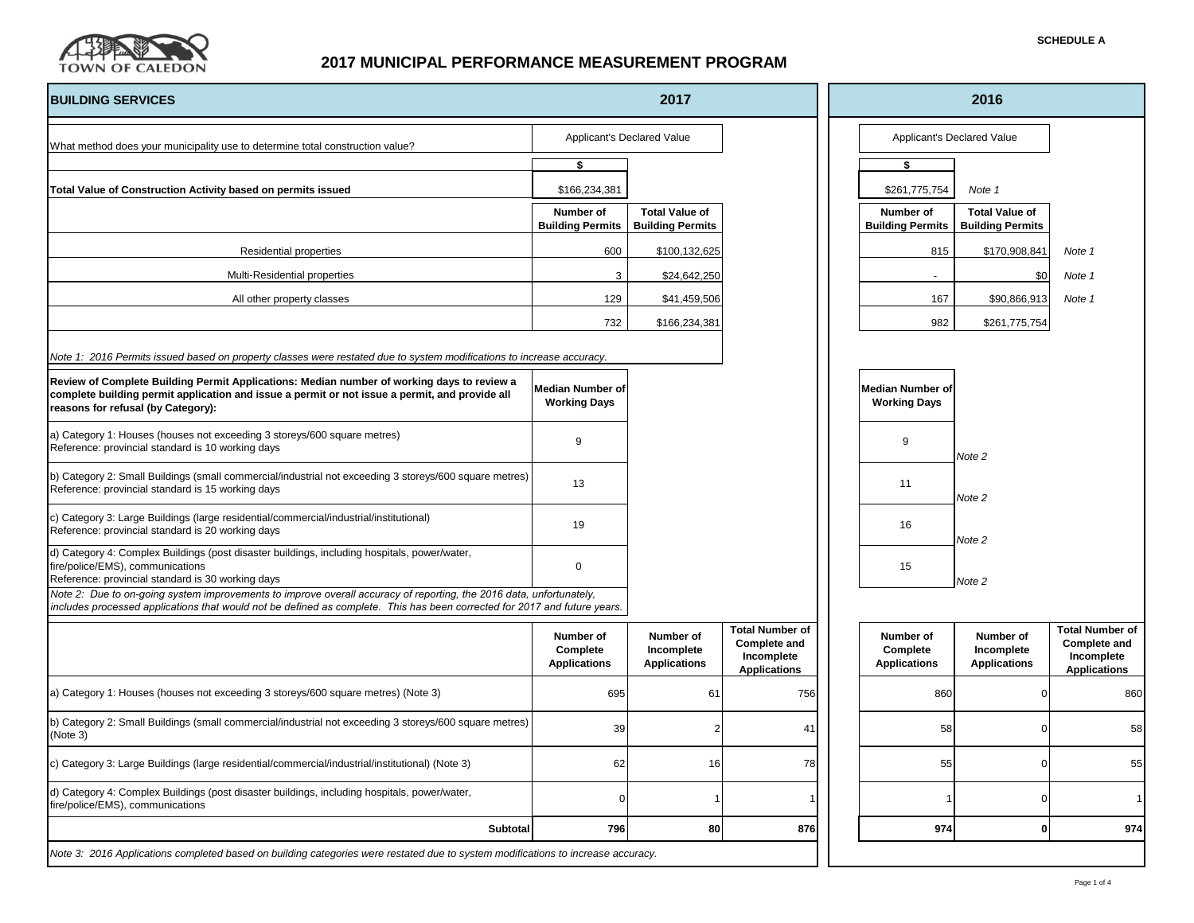SCHEDULE A

# 2017 MUNICIPAL PERFORMANCE MEASUREMENT PROGRAM

TOWN OF CALEDON

## BUILDING SERVICES

| | 2017 | | | 2016 | | |
|---|---|---|---|---|---|---|
| What method does your municipality use to determine total construction value? | Applicant's Declared Value | | | Applicant's Declared Value | | |
| | $ | | | $ | | |
| **Total Value of Construction Activity based on permits issued** | $166,234,381 | | | $261,775,754 | *Note 1* | |
| | **Number of Building Permits** | **Total Value of Building Permits** | | **Number of Building Permits** | **Total Value of Building Permits** | |
| Residential properties | 600 | $100,132,625 | | 815 | $170,908,841 | *Note 1* |
| Multi-Residential properties | 3 | $24,642,250 | | - | $0 | *Note 1* |
| All other property classes | 129 | $41,459,506 | | 167 | $90,866,913 | *Note 1* |
| | 732 | $166,234,381 | | 982 | $261,775,754 | |

*Note 1: 2016 Permits issued based on property classes were restated due to system modifications to increase accuracy.*

| **Review of Complete Building Permit Applications: Median number of working days to review a complete building permit application and issue a permit or not issue a permit, and provide all reasons for refusal (by Category):** | **Median Number of Working Days** (2017) | **Median Number of Working Days** (2016) | |
|---|---|---|---|
| a) Category 1: Houses (houses not exceeding 3 storeys/600 square metres)<br>Reference: provincial standard is 10 working days | 9 | 9 | *Note 2* |
| b) Category 2: Small Buildings (small commercial/industrial not exceeding 3 storeys/600 square metres)<br>Reference: provincial standard is 15 working days | 13 | 11 | *Note 2* |
| c) Category 3: Large Buildings (large residential/commercial/industrial/institutional)<br>Reference: provincial standard is 20 working days | 19 | 16 | *Note 2* |
| d) Category 4: Complex Buildings (post disaster buildings, including hospitals, power/water, fire/police/EMS), communications<br>Reference: provincial standard is 30 working days | 0 | 15 | *Note 2* |

*Note 2: Due to on-going system improvements to improve overall accuracy of reporting, the 2016 data, unfortunately, includes processed applications that would not be defined as complete. This has been corrected for 2017 and future years.*

| | 2017 | | | 2016 | | |
|---|---|---|---|---|---|---|
| | **Number of Complete Applications** | **Number of Incomplete Applications** | **Total Number of Complete and Incomplete Applications** | **Number of Complete Applications** | **Number of Incomplete Applications** | **Total Number of Complete and Incomplete Applications** |
| a) Category 1: Houses (houses not exceeding 3 storeys/600 square metres) (Note 3) | 695 | 61 | 756 | 860 | 0 | 860 |
| b) Category 2: Small Buildings (small commercial/industrial not exceeding 3 storeys/600 square metres) (Note 3) | 39 | 2 | 41 | 58 | 0 | 58 |
| c) Category 3: Large Buildings (large residential/commercial/industrial/institutional) (Note 3) | 62 | 16 | 78 | 55 | 0 | 55 |
| d) Category 4: Complex Buildings (post disaster buildings, including hospitals, power/water, fire/police/EMS), communications | 0 | 1 | 1 | 1 | 0 | 1 |
| **Subtotal** | **796** | **80** | **876** | **974** | **0** | **974** |

*Note 3: 2016 Applications completed based on building categories were restated due to system modifications to increase accuracy.*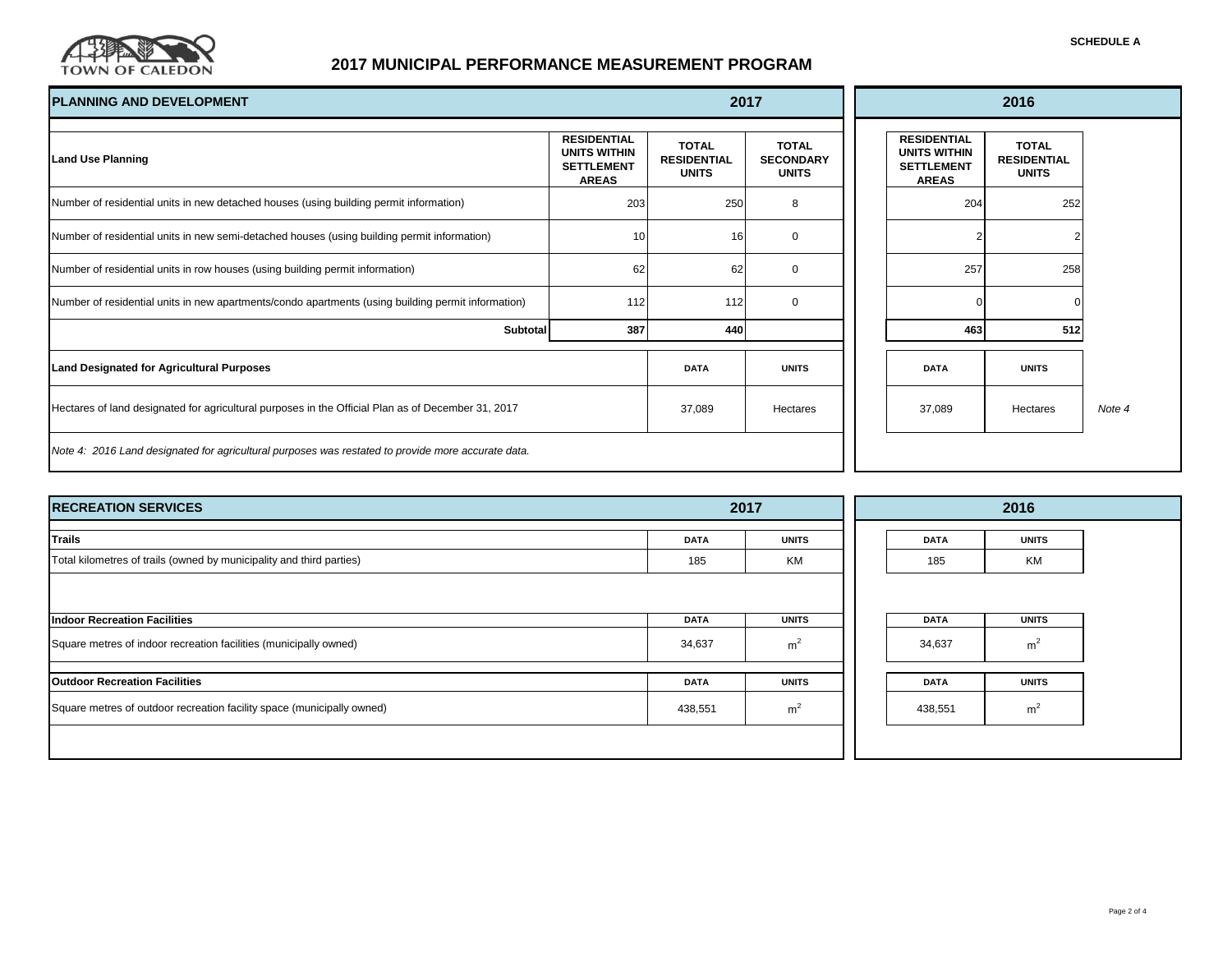SCHEDULE A

# 2017 MUNICIPAL PERFORMANCE MEASUREMENT PROGRAM

## PLANNING AND DEVELOPMENT

| Land Use Planning | 2017 RESIDENTIAL UNITS WITHIN SETTLEMENT AREAS | 2017 TOTAL RESIDENTIAL UNITS | 2017 TOTAL SECONDARY UNITS | 2016 RESIDENTIAL UNITS WITHIN SETTLEMENT AREAS | 2016 TOTAL RESIDENTIAL UNITS |
|---|---|---|---|---|---|
| Number of residential units in new detached houses (using building permit information) | 203 | 250 | 8 | 204 | 252 |
| Number of residential units in new semi-detached houses (using building permit information) | 10 | 16 | 0 | 2 | 2 |
| Number of residential units in row houses (using building permit information) | 62 | 62 | 0 | 257 | 258 |
| Number of residential units in new apartments/condo apartments (using building permit information) | 112 | 112 | 0 | 0 | 0 |
| **Subtotal** | **387** | **440** | | **463** | **512** |

| Land Designated for Agricultural Purposes | 2017 DATA | 2017 UNITS | 2016 DATA | 2016 UNITS | |
|---|---|---|---|---|---|
| Hectares of land designated for agricultural purposes in the Official Plan as of December 31, 2017 | 37,089 | Hectares | 37,089 | Hectares | *Note 4* |

*Note 4: 2016 Land designated for agricultural purposes was restated to provide more accurate data.*

## RECREATION SERVICES

| Trails | 2017 DATA | 2017 UNITS | 2016 DATA | 2016 UNITS |
|---|---|---|---|---|
| Total kilometres of trails (owned by municipality and third parties) | 185 | KM | 185 | KM |

| Indoor Recreation Facilities | 2017 DATA | 2017 UNITS | 2016 DATA | 2016 UNITS |
|---|---|---|---|---|
| Square metres of indoor recreation facilities (municipally owned) | 34,637 | $m^2$ | 34,637 | $m^2$ |

| Outdoor Recreation Facilities | 2017 DATA | 2017 UNITS | 2016 DATA | 2016 UNITS |
|---|---|---|---|---|
| Square metres of outdoor recreation facility space (municipally owned) | 438,551 | $m^2$ | 438,551 | $m^2$ |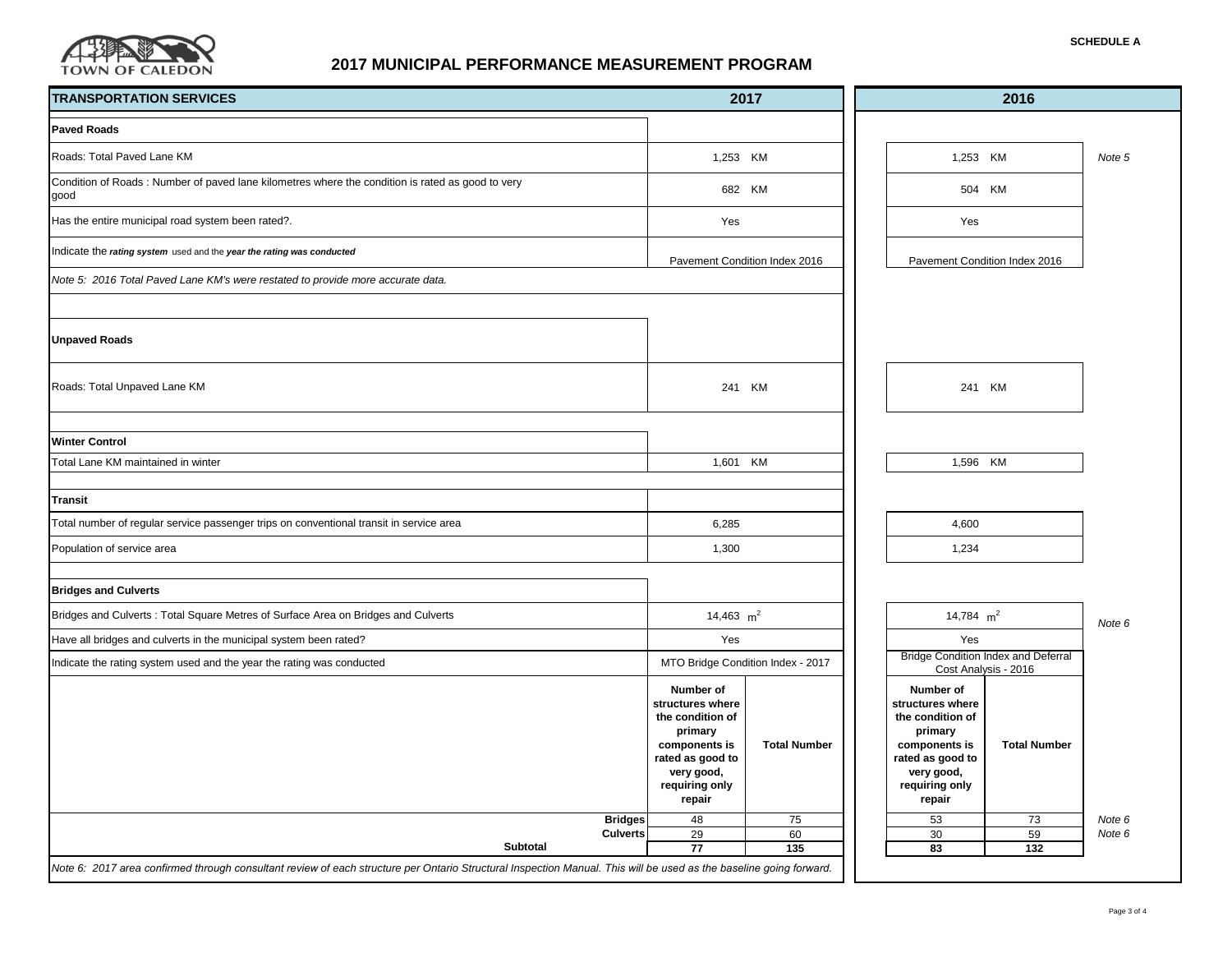SCHEDULE A

# 2017 MUNICIPAL PERFORMANCE MEASUREMENT PROGRAM

TOWN OF CALEDON

| TRANSPORTATION SERVICES | 2017 | | 2016 | | |
|---|---|---|---|---|---|
| **Paved Roads** | | | | | |
| Roads: Total Paved Lane KM | 1,253 KM | | 1,253 KM | | *Note 5* |
| Condition of Roads : Number of paved lane kilometres where the condition is rated as good to very good | 682 KM | | 504 KM | | |
| Has the entire municipal road system been rated?. | Yes | | Yes | | |
| Indicate the ***rating system*** used and the ***year the rating was conducted*** | Pavement Condition Index 2016 | | Pavement Condition Index 2016 | | |
| *Note 5: 2016 Total Paved Lane KM's were restated to provide more accurate data.* | | | | | |
| **Unpaved Roads** | | | | | |
| Roads: Total Unpaved Lane KM | 241 KM | | 241 KM | | |
| **Winter Control** | | | | | |
| Total Lane KM maintained in winter | 1,601 KM | | 1,596 KM | | |
| **Transit** | | | | | |
| Total number of regular service passenger trips on conventional transit in service area | 6,285 | | 4,600 | | |
| Population of service area | 1,300 | | 1,234 | | |
| **Bridges and Culverts** | | | | | |
| Bridges and Culverts : Total Square Metres of Surface Area on Bridges and Culverts | 14,463 $m^2$ | | 14,784 $m^2$ | | *Note 6* |
| Have all bridges and culverts in the municipal system been rated? | Yes | | Yes | | |
| Indicate the rating system used and the year the rating was conducted | MTO Bridge Condition Index - 2017 | | Bridge Condition Index and Deferral Cost Analysis - 2016 | | |
| | **Number of structures where the condition of primary components is rated as good to very good, requiring only repair** | **Total Number** | **Number of structures where the condition of primary components is rated as good to very good, requiring only repair** | **Total Number** | |
| **Bridges** | 48 | 75 | 53 | 73 | *Note 6* |
| **Culverts** | 29 | 60 | 30 | 59 | *Note 6* |
| **Subtotal** | **77** | **135** | **83** | **132** | |

*Note 6: 2017 area confirmed through consultant review of each structure per Ontario Structural Inspection Manual. This will be used as the baseline going forward.*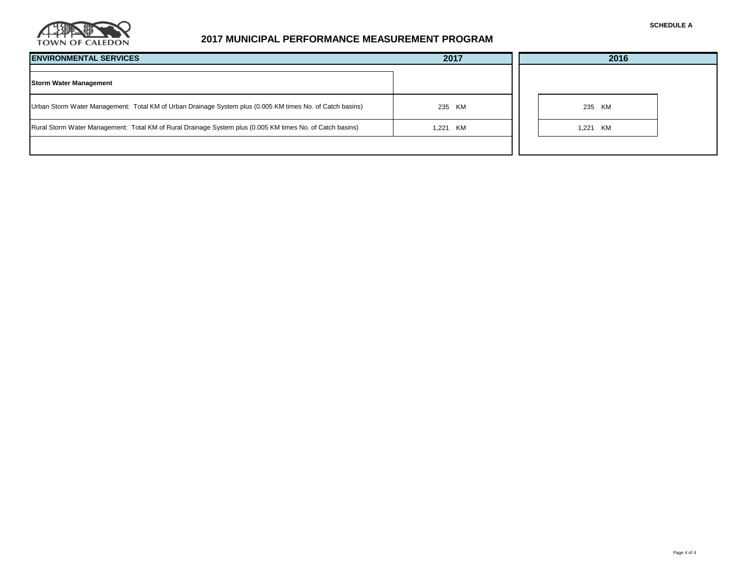SCHEDULE A

TOWN OF CALEDON

# 2017 MUNICIPAL PERFORMANCE MEASUREMENT PROGRAM

| ENVIRONMENTAL SERVICES | 2017 | 2016 |
|---|---|---|
| **Storm Water Management** | | |
| Urban Storm Water Management: Total KM of Urban Drainage System plus (0.005 KM times No. of Catch basins) | 235 KM | 235 KM |
| Rural Storm Water Management: Total KM of Rural Drainage System plus (0.005 KM times No. of Catch basins) | 1,221 KM | 1,221 KM |